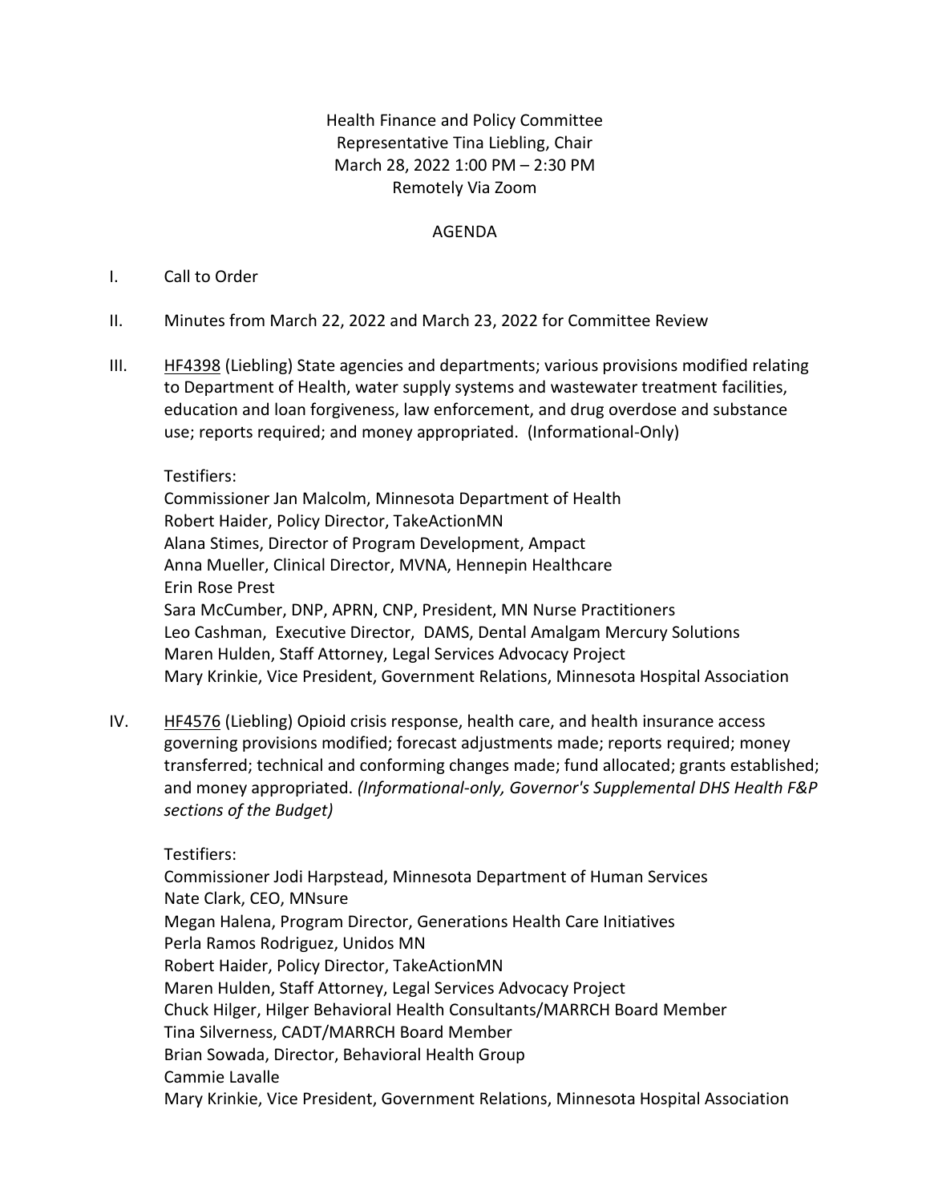Health Finance and Policy Committee
Representative Tina Liebling, Chair
March 28, 2022 1:00 PM – 2:30 PM
Remotely Via Zoom

AGENDA

I. Call to Order

II. Minutes from March 22, 2022 and March 23, 2022 for Committee Review

III. HF4398 (Liebling) State agencies and departments; various provisions modified relating to Department of Health, water supply systems and wastewater treatment facilities, education and loan forgiveness, law enforcement, and drug overdose and substance use; reports required; and money appropriated. (Informational-Only)

Testifiers:
Commissioner Jan Malcolm, Minnesota Department of Health
Robert Haider, Policy Director, TakeActionMN
Alana Stimes, Director of Program Development, Ampact
Anna Mueller, Clinical Director, MVNA, Hennepin Healthcare
Erin Rose Prest
Sara McCumber, DNP, APRN, CNP, President, MN Nurse Practitioners
Leo Cashman, Executive Director, DAMS, Dental Amalgam Mercury Solutions
Maren Hulden, Staff Attorney, Legal Services Advocacy Project
Mary Krinkie, Vice President, Government Relations, Minnesota Hospital Association

IV. HF4576 (Liebling) Opioid crisis response, health care, and health insurance access governing provisions modified; forecast adjustments made; reports required; money transferred; technical and conforming changes made; fund allocated; grants established; and money appropriated. *(Informational-only, Governor's Supplemental DHS Health F&P sections of the Budget)*

Testifiers:
Commissioner Jodi Harpstead, Minnesota Department of Human Services
Nate Clark, CEO, MNsure
Megan Halena, Program Director, Generations Health Care Initiatives
Perla Ramos Rodriguez, Unidos MN
Robert Haider, Policy Director, TakeActionMN
Maren Hulden, Staff Attorney, Legal Services Advocacy Project
Chuck Hilger, Hilger Behavioral Health Consultants/MARRCH Board Member
Tina Silverness, CADT/MARRCH Board Member
Brian Sowada, Director, Behavioral Health Group
Cammie Lavalle
Mary Krinkie, Vice President, Government Relations, Minnesota Hospital Association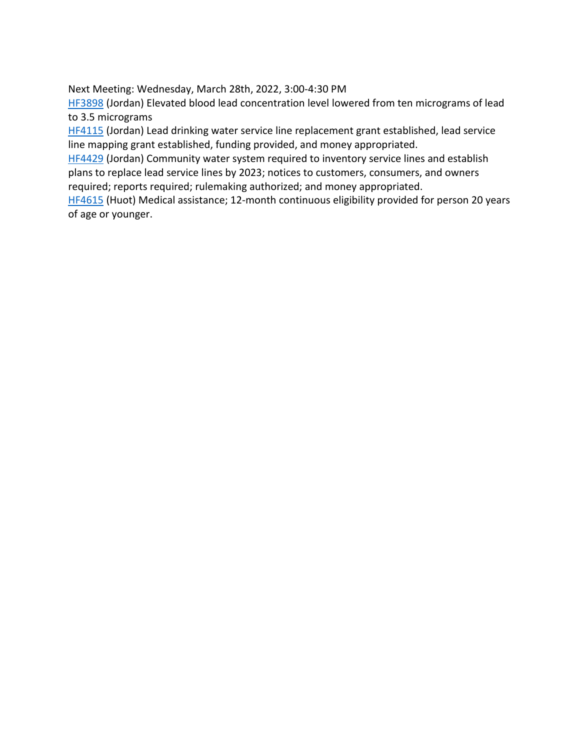Next Meeting: Wednesday, March 28th, 2022, 3:00-4:30 PM

HF3898 (Jordan) Elevated blood lead concentration level lowered from ten micrograms of lead to 3.5 micrograms

HF4115 (Jordan) Lead drinking water service line replacement grant established, lead service line mapping grant established, funding provided, and money appropriated.

HF4429 (Jordan) Community water system required to inventory service lines and establish plans to replace lead service lines by 2023; notices to customers, consumers, and owners required; reports required; rulemaking authorized; and money appropriated.

HF4615 (Huot) Medical assistance; 12-month continuous eligibility provided for person 20 years of age or younger.